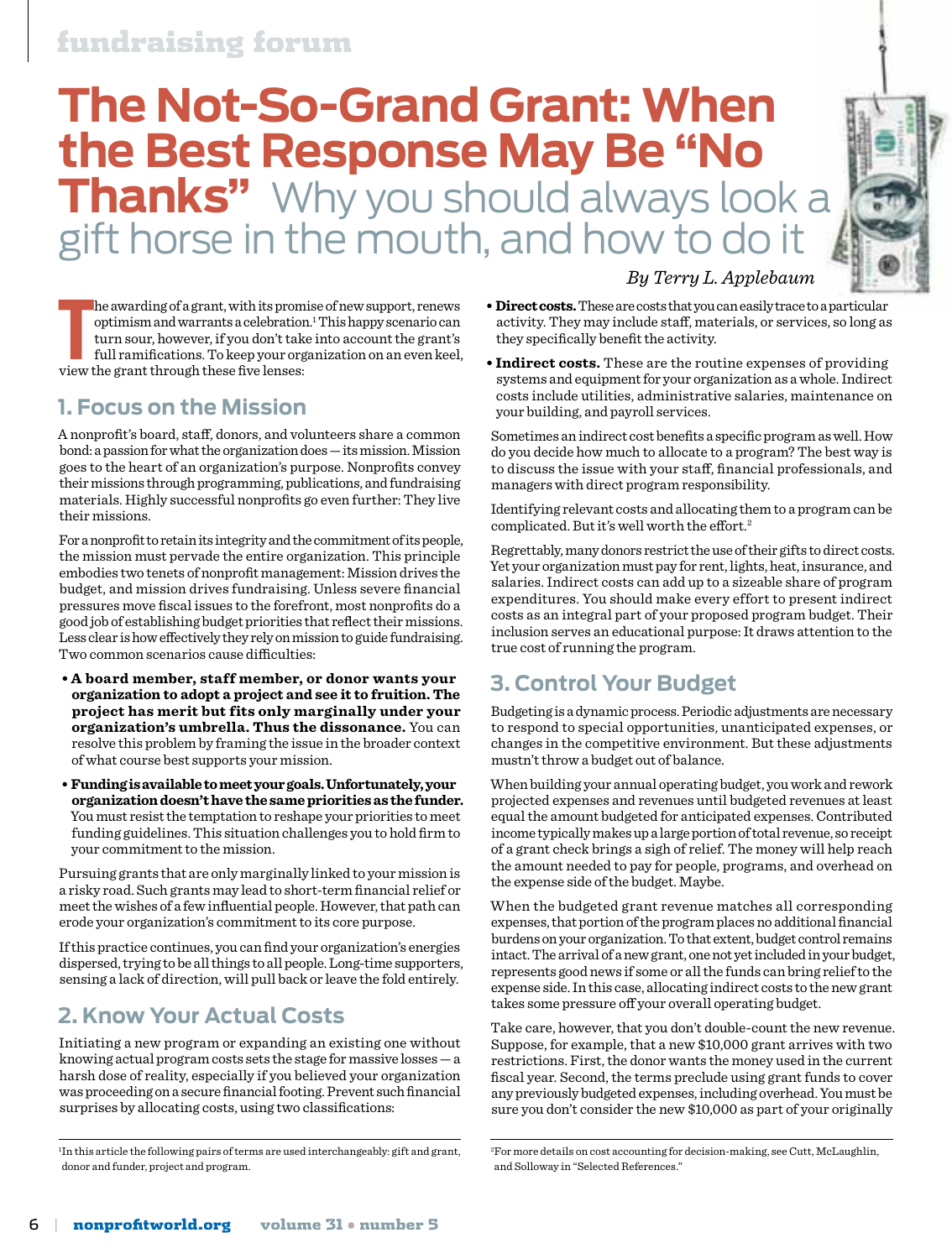# The Not-So-Grand Grant: When the Best Response May Be "No Thanks"

## Why you should always look a gift horse in the mouth, and how to do it

*By Terry L. Applebaum*

The awarding of a grant, with its promise of new support, renews optimism and warrants a celebration.[1] This happy scenario can turn sour, however, if you don't take into account the grant's full ramifications. To keep your organization on an even keel, view the grant through these five lenses:

## 1. Focus on the Mission

A nonprofit's board, staff, donors, and volunteers share a common bond: a passion for what the organization does — its mission. Mission goes to the heart of an organization's purpose. Nonprofits convey their missions through programming, publications, and fundraising materials. Highly successful nonprofits go even further: They live their missions.

For a nonprofit to retain its integrity and the commitment of its people, the mission must pervade the entire organization. This principle embodies two tenets of nonprofit management: Mission drives the budget, and mission drives fundraising. Unless severe financial pressures move fiscal issues to the forefront, most nonprofits do a good job of establishing budget priorities that reflect their missions. Less clear is how effectively they rely on mission to guide fundraising. Two common scenarios cause difficulties:

- **A board member, staff member, or donor wants your organization to adopt a project and see it to fruition. The project has merit but fits only marginally under your organization's umbrella. Thus the dissonance.** You can resolve this problem by framing the issue in the broader context of what course best supports your mission.
- **Funding is available to meet your goals. Unfortunately, your organization doesn't have the same priorities as the funder.** You must resist the temptation to reshape your priorities to meet funding guidelines. This situation challenges you to hold firm to your commitment to the mission.

Pursuing grants that are only marginally linked to your mission is a risky road. Such grants may lead to short-term financial relief or meet the wishes of a few influential people. However, that path can erode your organization's commitment to its core purpose.

If this practice continues, you can find your organization's energies dispersed, trying to be all things to all people. Long-time supporters, sensing a lack of direction, will pull back or leave the fold entirely.

## 2. Know Your Actual Costs

Initiating a new program or expanding an existing one without knowing actual program costs sets the stage for massive losses — a harsh dose of reality, especially if you believed your organization was proceeding on a secure financial footing. Prevent such financial surprises by allocating costs, using two classifications:

- **Direct costs.** These are costs that you can easily trace to a particular activity. They may include staff, materials, or services, so long as they specifically benefit the activity.
- **Indirect costs.** These are the routine expenses of providing systems and equipment for your organization as a whole. Indirect costs include utilities, administrative salaries, maintenance on your building, and payroll services.

Sometimes an indirect cost benefits a specific program as well. How do you decide how much to allocate to a program? The best way is to discuss the issue with your staff, financial professionals, and managers with direct program responsibility.

Identifying relevant costs and allocating them to a program can be complicated. But it's well worth the effort.[2]

Regrettably, many donors restrict the use of their gifts to direct costs. Yet your organization must pay for rent, lights, heat, insurance, and salaries. Indirect costs can add up to a sizeable share of program expenditures. You should make every effort to present indirect costs as an integral part of your proposed program budget. Their inclusion serves an educational purpose: It draws attention to the true cost of running the program.

## 3. Control Your Budget

Budgeting is a dynamic process. Periodic adjustments are necessary to respond to special opportunities, unanticipated expenses, or changes in the competitive environment. But these adjustments mustn't throw a budget out of balance.

When building your annual operating budget, you work and rework projected expenses and revenues until budgeted revenues at least equal the amount budgeted for anticipated expenses. Contributed income typically makes up a large portion of total revenue, so receipt of a grant check brings a sigh of relief. The money will help reach the amount needed to pay for people, programs, and overhead on the expense side of the budget. Maybe.

When the budgeted grant revenue matches all corresponding expenses, that portion of the program places no additional financial burdens on your organization. To that extent, budget control remains intact. The arrival of a new grant, one not yet included in your budget, represents good news if some or all the funds can bring relief to the expense side. In this case, allocating indirect costs to the new grant takes some pressure off your overall operating budget.

Take care, however, that you don't double-count the new revenue. Suppose, for example, that a new $10,000 grant arrives with two restrictions. First, the donor wants the money used in the current fiscal year. Second, the terms preclude using grant funds to cover any previously budgeted expenses, including overhead. You must be sure you don't consider the new $10,000 as part of your originally

---

[1] In this article the following pairs of terms are used interchangeably: gift and grant, donor and funder, project and program.

[2] For more details on cost accounting for decision-making, see Cutt, McLaughlin, and Solloway in "Selected References."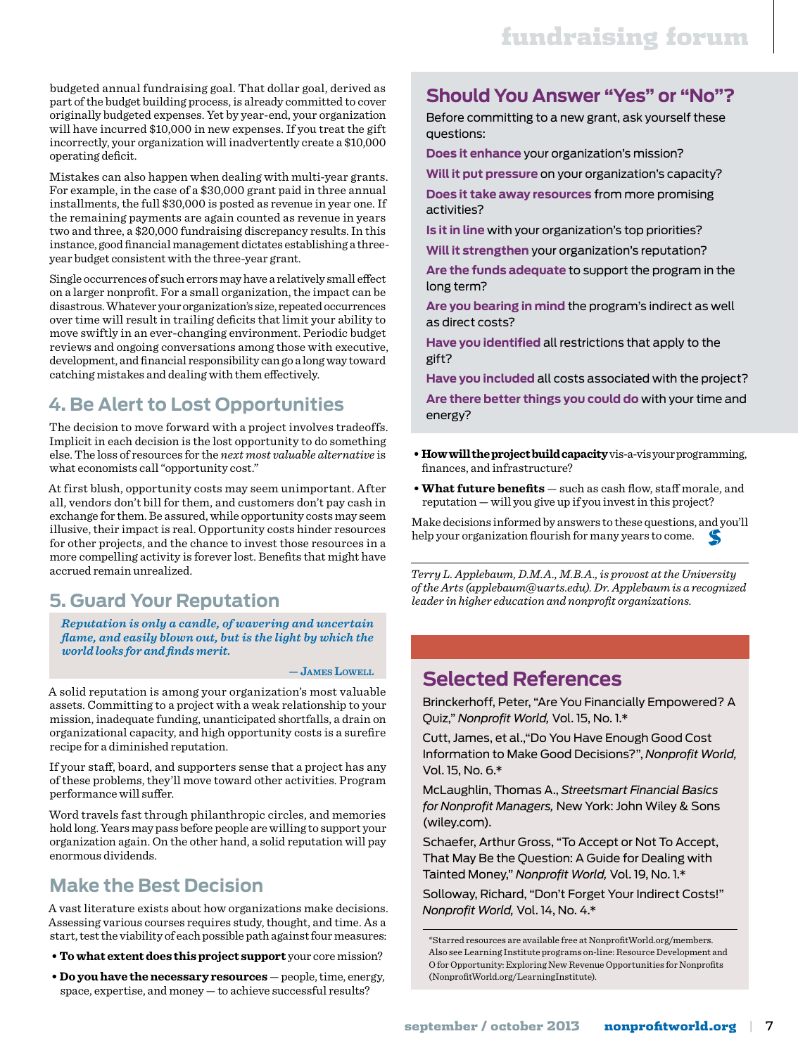budgeted annual fundraising goal. That dollar goal, derived as part of the budget building process, is already committed to cover originally budgeted expenses. Yet by year-end, your organization will have incurred $10,000 in new expenses. If you treat the gift incorrectly, your organization will inadvertently create a $10,000 operating deficit.

Mistakes can also happen when dealing with multi-year grants. For example, in the case of a $30,000 grant paid in three annual installments, the full $30,000 is posted as revenue in year one. If the remaining payments are again counted as revenue in years two and three, a $20,000 fundraising discrepancy results. In this instance, good financial management dictates establishing a three-year budget consistent with the three-year grant.

Single occurrences of such errors may have a relatively small effect on a larger nonprofit. For a small organization, the impact can be disastrous. Whatever your organization's size, repeated occurrences over time will result in trailing deficits that limit your ability to move swiftly in an ever-changing environment. Periodic budget reviews and ongoing conversations among those with executive, development, and financial responsibility can go a long way toward catching mistakes and dealing with them effectively.

## 4. Be Alert to Lost Opportunities

The decision to move forward with a project involves tradeoffs. Implicit in each decision is the lost opportunity to do something else. The loss of resources for the *next most valuable alternative* is what economists call "opportunity cost."

At first blush, opportunity costs may seem unimportant. After all, vendors don't bill for them, and customers don't pay cash in exchange for them. Be assured, while opportunity costs may seem illusive, their impact is real. Opportunity costs hinder resources for other projects, and the chance to invest those resources in a more compelling activity is forever lost. Benefits that might have accrued remain unrealized.

## 5. Guard Your Reputation

> *Reputation is only a candle, of wavering and uncertain flame, and easily blown out, but is the light by which the world looks for and finds merit.*
>
> — James Lowell

A solid reputation is among your organization's most valuable assets. Committing to a project with a weak relationship to your mission, inadequate funding, unanticipated shortfalls, a drain on organizational capacity, and high opportunity costs is a surefire recipe for a diminished reputation.

If your staff, board, and supporters sense that a project has any of these problems, they'll move toward other activities. Program performance will suffer.

Word travels fast through philanthropic circles, and memories hold long. Years may pass before people are willing to support your organization again. On the other hand, a solid reputation will pay enormous dividends.

## Make the Best Decision

A vast literature exists about how organizations make decisions. Assessing various courses requires study, thought, and time. As a start, test the viability of each possible path against four measures:

- **To what extent does this project support** your core mission?
- **Do you have the necessary resources** — people, time, energy, space, expertise, and money — to achieve successful results?
- **How will the project build capacity** vis-a-vis your programming, finances, and infrastructure?
- **What future benefits** — such as cash flow, staff morale, and reputation — will you give up if you invest in this project?

Make decisions informed by answers to these questions, and you'll help your organization flourish for many years to come.

*Terry L. Applebaum, D.M.A., M.B.A., is provost at the University of the Arts (applebaum@uarts.edu). Dr. Applebaum is a recognized leader in higher education and nonprofit organizations.*

## Should You Answer "Yes" or "No"?

Before committing to a new grant, ask yourself these questions:

**Does it enhance** your organization's mission?

**Will it put pressure** on your organization's capacity?

**Does it take away resources** from more promising activities?

**Is it in line** with your organization's top priorities?

**Will it strengthen** your organization's reputation?

**Are the funds adequate** to support the program in the long term?

**Are you bearing in mind** the program's indirect as well as direct costs?

**Have you identified** all restrictions that apply to the gift?

**Have you included** all costs associated with the project?

**Are there better things you could do** with your time and energy?

## Selected References

Brinckerhoff, Peter, "Are You Financially Empowered? A Quiz," *Nonprofit World,* Vol. 15, No. 1.*

Cutt, James, et al.,"Do You Have Enough Good Cost Information to Make Good Decisions?", *Nonprofit World,* Vol. 15, No. 6.*

McLaughlin, Thomas A., *Streetsmart Financial Basics for Nonprofit Managers,* New York: John Wiley & Sons (wiley.com).

Schaefer, Arthur Gross, "To Accept or Not To Accept, That May Be the Question: A Guide for Dealing with Tainted Money," *Nonprofit World,* Vol. 19, No. 1.*

Solloway, Richard, "Don't Forget Your Indirect Costs!" *Nonprofit World,* Vol. 14, No. 4.*

*Starred resources are available free at NonprofitWorld.org/members. Also see Learning Institute programs on-line: Resource Development and O for Opportunity: Exploring New Revenue Opportunities for Nonprofits (NonprofitWorld.org/LearningInstitute).